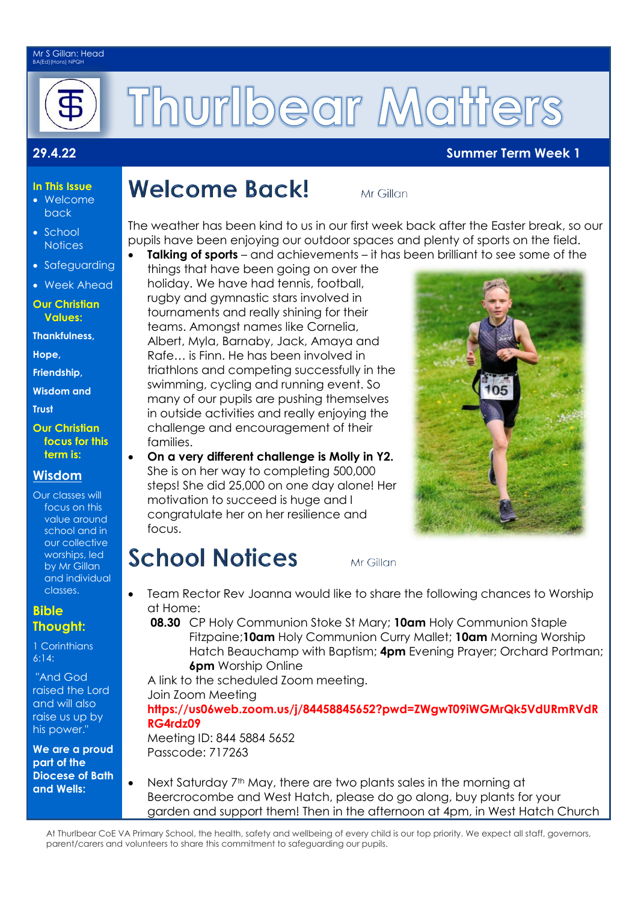Mr S Gillan: Head
BA(Ed)(Hons) NPQH

# Thurlbear Matters

**29.4.22** **Summer Term Week 1**

**In This Issue**

- Welcome back
- School Notices
- Safeguarding
- Week Ahead

**Our Christian Values:**

**Thankfulness, Hope, Friendship, Wisdom and Trust**

**Our Christian focus for this term is:**

**Wisdom**

Our classes will focus on this value around school and in our collective worships, led by Mr Gillan and individual classes.

**Bible Thought:**

1 Corinthians 6:14:

"And God raised the Lord and will also raise us up by his power."

**We are a proud part of the Diocese of Bath and Wells:**

## Welcome Back!

Mr Gillan

The weather has been kind to us in our first week back after the Easter break, so our pupils have been enjoying our outdoor spaces and plenty of sports on the field.

- **Talking of sports** – and achievements – it has been brilliant to see some of the things that have been going on over the holiday. We have had tennis, football, rugby and gymnastic stars involved in tournaments and really shining for their teams. Amongst names like Cornelia, Albert, Myla, Barnaby, Jack, Amaya and Rafe… is Finn. He has been involved in triathlons and competing successfully in the swimming, cycling and running event. So many of our pupils are pushing themselves in outside activities and really enjoying the challenge and encouragement of their families.
- **On a very different challenge is Molly in Y2.** She is on her way to completing 500,000 steps! She did 25,000 on one day alone! Her motivation to succeed is huge and I congratulate her on her resilience and focus.

## School Notices

Mr Gillan

- Team Rector Rev Joanna would like to share the following chances to Worship at Home:
  **08.30** CP Holy Communion Stoke St Mary; **10am** Holy Communion Staple Fitzpaine;**10am** Holy Communion Curry Mallet; **10am** Morning Worship Hatch Beauchamp with Baptism; **4pm** Evening Prayer; Orchard Portman; **6pm** Worship Online
  A link to the scheduled Zoom meeting.
  Join Zoom Meeting
  **https://us06web.zoom.us/j/84458845652?pwd=ZWgwT09iWGMrQk5VdURmRVdRRG4rdz09**
  Meeting ID: 844 5884 5652
  Passcode: 717263

- Next Saturday 7th May, there are two plants sales in the morning at Beercrocombe and West Hatch, please do go along, buy plants for your garden and support them! Then in the afternoon at 4pm, in West Hatch Church

At Thurlbear CoE VA Primary School, the health, safety and wellbeing of every child is our top priority. We expect all staff, governors, parent/carers and volunteers to share this commitment to safeguarding our pupils.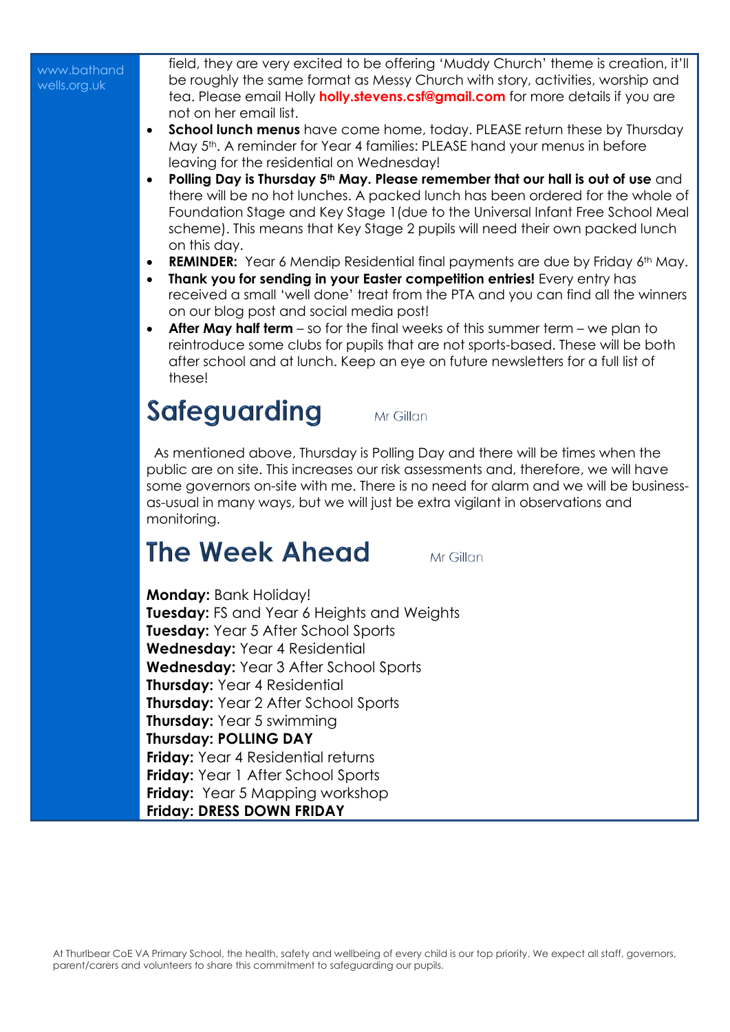www.bathandwells.org.uk

field, they are very excited to be offering 'Muddy Church' theme is creation, it'll be roughly the same format as Messy Church with story, activities, worship and tea. Please email Holly **holly.stevens.csf@gmail.com** for more details if you are not on her email list.

- **School lunch menus** have come home, today. PLEASE return these by Thursday May 5th. A reminder for Year 4 families: PLEASE hand your menus in before leaving for the residential on Wednesday!
- **Polling Day is Thursday 5th May. Please remember that our hall is out of use** and there will be no hot lunches. A packed lunch has been ordered for the whole of Foundation Stage and Key Stage 1(due to the Universal Infant Free School Meal scheme). This means that Key Stage 2 pupils will need their own packed lunch on this day.
- **REMINDER:** Year 6 Mendip Residential final payments are due by Friday 6th May.
- **Thank you for sending in your Easter competition entries!** Every entry has received a small 'well done' treat from the PTA and you can find all the winners on our blog post and social media post!
- **After May half term** – so for the final weeks of this summer term – we plan to reintroduce some clubs for pupils that are not sports-based. These will be both after school and at lunch. Keep an eye on future newsletters for a full list of these!

## Safeguarding

Mr Gillan

As mentioned above, Thursday is Polling Day and there will be times when the public are on site. This increases our risk assessments and, therefore, we will have some governors on-site with me. There is no need for alarm and we will be business-as-usual in many ways, but we will just be extra vigilant in observations and monitoring.

## The Week Ahead

Mr Gillan

**Monday:** Bank Holiday!
**Tuesday:** FS and Year 6 Heights and Weights
**Tuesday:** Year 5 After School Sports
**Wednesday:** Year 4 Residential
**Wednesday:** Year 3 After School Sports
**Thursday:** Year 4 Residential
**Thursday:** Year 2 After School Sports
**Thursday:** Year 5 swimming
**Thursday: POLLING DAY**
**Friday:** Year 4 Residential returns
**Friday:** Year 1 After School Sports
**Friday:** Year 5 Mapping workshop
**Friday: DRESS DOWN FRIDAY**

At Thurlbear CoE VA Primary School, the health, safety and wellbeing of every child is our top priority. We expect all staff, governors, parent/carers and volunteers to share this commitment to safeguarding our pupils.